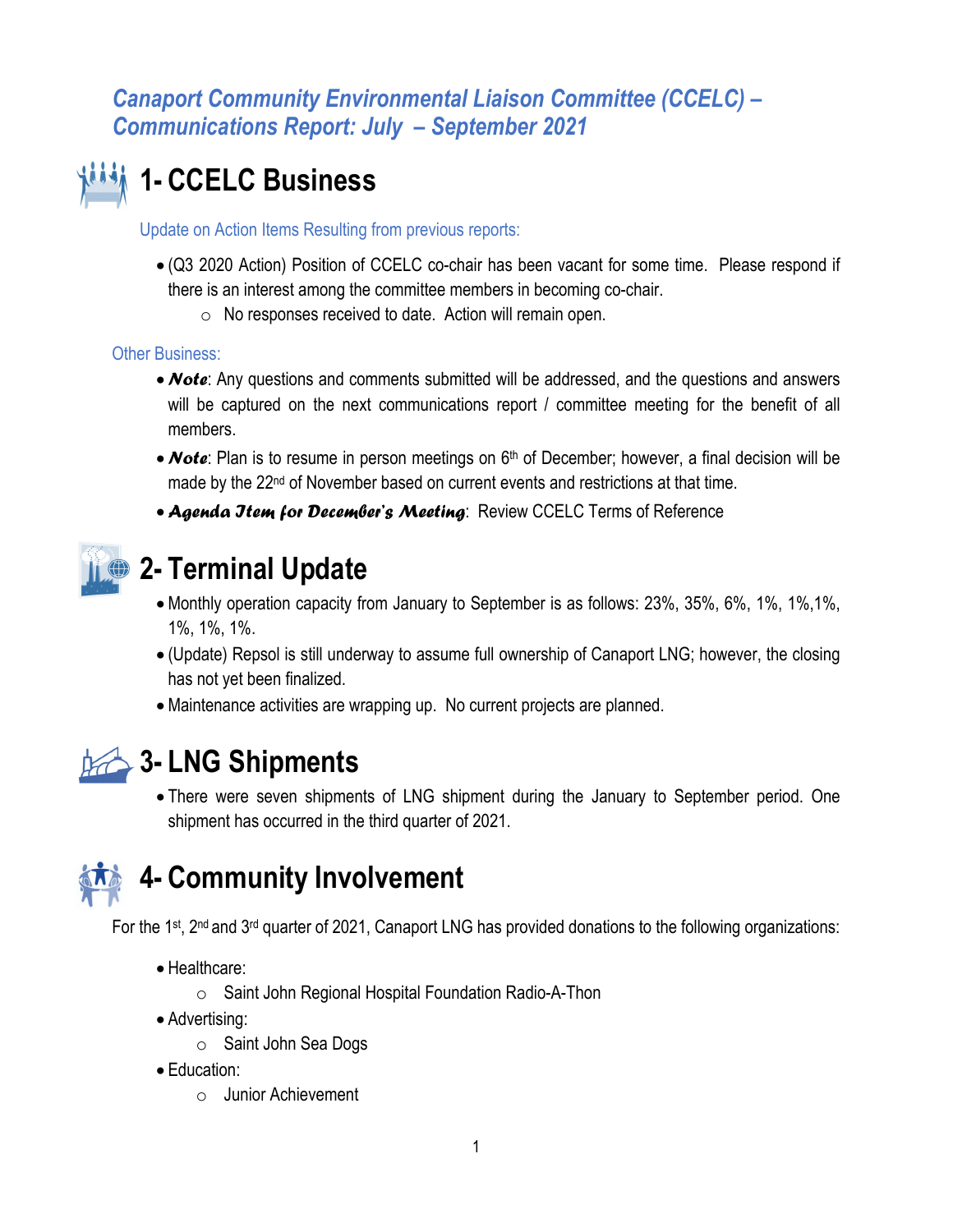*Canaport Community Environmental Liaison Committee (CCELC) – Communications Report: July – September 2021*

# 1- CCELC Business

Update on Action Items Resulting from previous reports:

- (Q3 2020 Action) Position of CCELC co-chair has been vacant for some time. Please respond if there is an interest among the committee members in becoming co-chair.
  - No responses received to date. Action will remain open.

Other Business:

- ***Note***: Any questions and comments submitted will be addressed, and the questions and answers will be captured on the next communications report / committee meeting for the benefit of all members.
- ***Note***: Plan is to resume in person meetings on 6th of December; however, a final decision will be made by the 22nd of November based on current events and restrictions at that time.
- ***Agenda Item for December's Meeting***: Review CCELC Terms of Reference

# 2- Terminal Update

- Monthly operation capacity from January to September is as follows: 23%, 35%, 6%, 1%, 1%,1%, 1%, 1%, 1%.
- (Update) Repsol is still underway to assume full ownership of Canaport LNG; however, the closing has not yet been finalized.
- Maintenance activities are wrapping up. No current projects are planned.

# 3- LNG Shipments

- There were seven shipments of LNG shipment during the January to September period. One shipment has occurred in the third quarter of 2021.

# 4- Community Involvement

For the 1st, 2nd and 3rd quarter of 2021, Canaport LNG has provided donations to the following organizations:

- Healthcare:
  - Saint John Regional Hospital Foundation Radio-A-Thon
- Advertising:
  - Saint John Sea Dogs
- Education:
  - Junior Achievement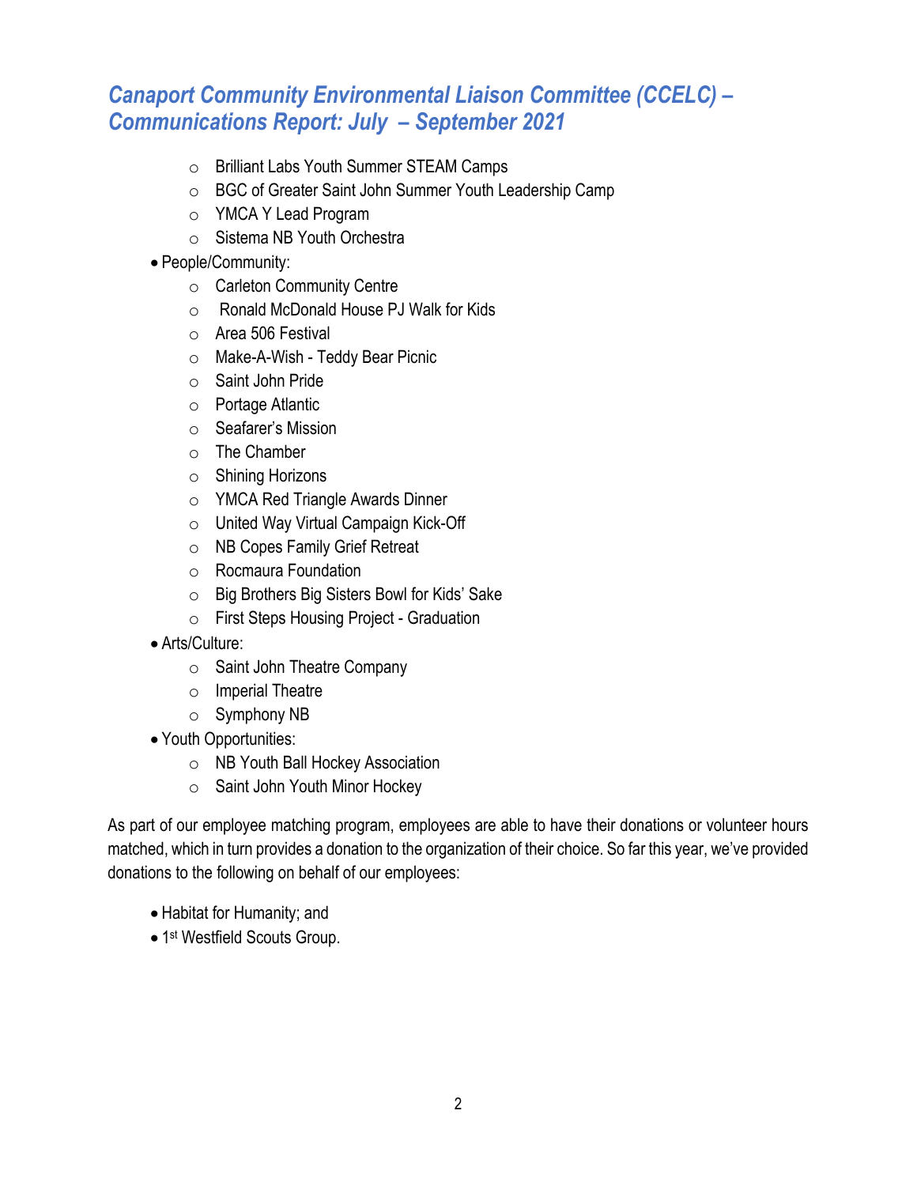- Brilliant Labs Youth Summer STEAM Camps
    - BGC of Greater Saint John Summer Youth Leadership Camp
    - YMCA Y Lead Program
    - Sistema NB Youth Orchestra
- People/Community:
    - Carleton Community Centre
    - Ronald McDonald House PJ Walk for Kids
    - Area 506 Festival
    - Make-A-Wish - Teddy Bear Picnic
    - Saint John Pride
    - Portage Atlantic
    - Seafarer's Mission
    - The Chamber
    - Shining Horizons
    - YMCA Red Triangle Awards Dinner
    - United Way Virtual Campaign Kick-Off
    - NB Copes Family Grief Retreat
    - Rocmaura Foundation
    - Big Brothers Big Sisters Bowl for Kids' Sake
    - First Steps Housing Project - Graduation
- Arts/Culture:
    - Saint John Theatre Company
    - Imperial Theatre
    - Symphony NB
- Youth Opportunities:
    - NB Youth Ball Hockey Association
    - Saint John Youth Minor Hockey

As part of our employee matching program, employees are able to have their donations or volunteer hours matched, which in turn provides a donation to the organization of their choice. So far this year, we've provided donations to the following on behalf of our employees:

- Habitat for Humanity; and
- 1st Westfield Scouts Group.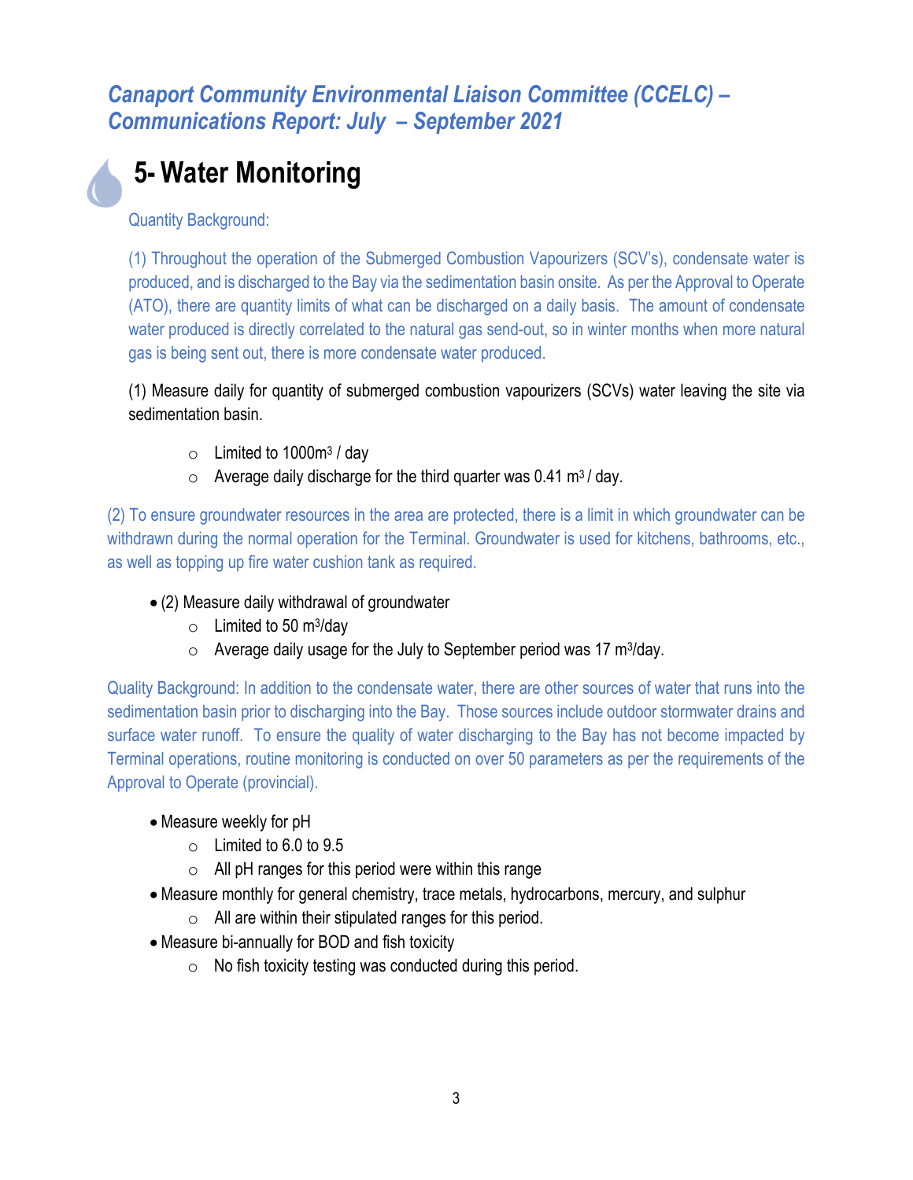*Canaport Community Environmental Liaison Committee (CCELC) – Communications Report: July – September 2021*

# 5- Water Monitoring

Quantity Background:

(1) Throughout the operation of the Submerged Combustion Vapourizers (SCV's), condensate water is produced, and is discharged to the Bay via the sedimentation basin onsite. As per the Approval to Operate (ATO), there are quantity limits of what can be discharged on a daily basis. The amount of condensate water produced is directly correlated to the natural gas send-out, so in winter months when more natural gas is being sent out, there is more condensate water produced.

(1) Measure daily for quantity of submerged combustion vapourizers (SCVs) water leaving the site via sedimentation basin.

- Limited to 1000$m^3$ / day
- Average daily discharge for the third quarter was 0.41 $m^3$ / day.

(2) To ensure groundwater resources in the area are protected, there is a limit in which groundwater can be withdrawn during the normal operation for the Terminal. Groundwater is used for kitchens, bathrooms, etc., as well as topping up fire water cushion tank as required.

- (2) Measure daily withdrawal of groundwater
  - Limited to 50 $m^3$/day
  - Average daily usage for the July to September period was 17 $m^3$/day.

Quality Background: In addition to the condensate water, there are other sources of water that runs into the sedimentation basin prior to discharging into the Bay. Those sources include outdoor stormwater drains and surface water runoff. To ensure the quality of water discharging to the Bay has not become impacted by Terminal operations, routine monitoring is conducted on over 50 parameters as per the requirements of the Approval to Operate (provincial).

- Measure weekly for pH
  - Limited to 6.0 to 9.5
  - All pH ranges for this period were within this range
- Measure monthly for general chemistry, trace metals, hydrocarbons, mercury, and sulphur
  - All are within their stipulated ranges for this period.
- Measure bi-annually for BOD and fish toxicity
  - No fish toxicity testing was conducted during this period.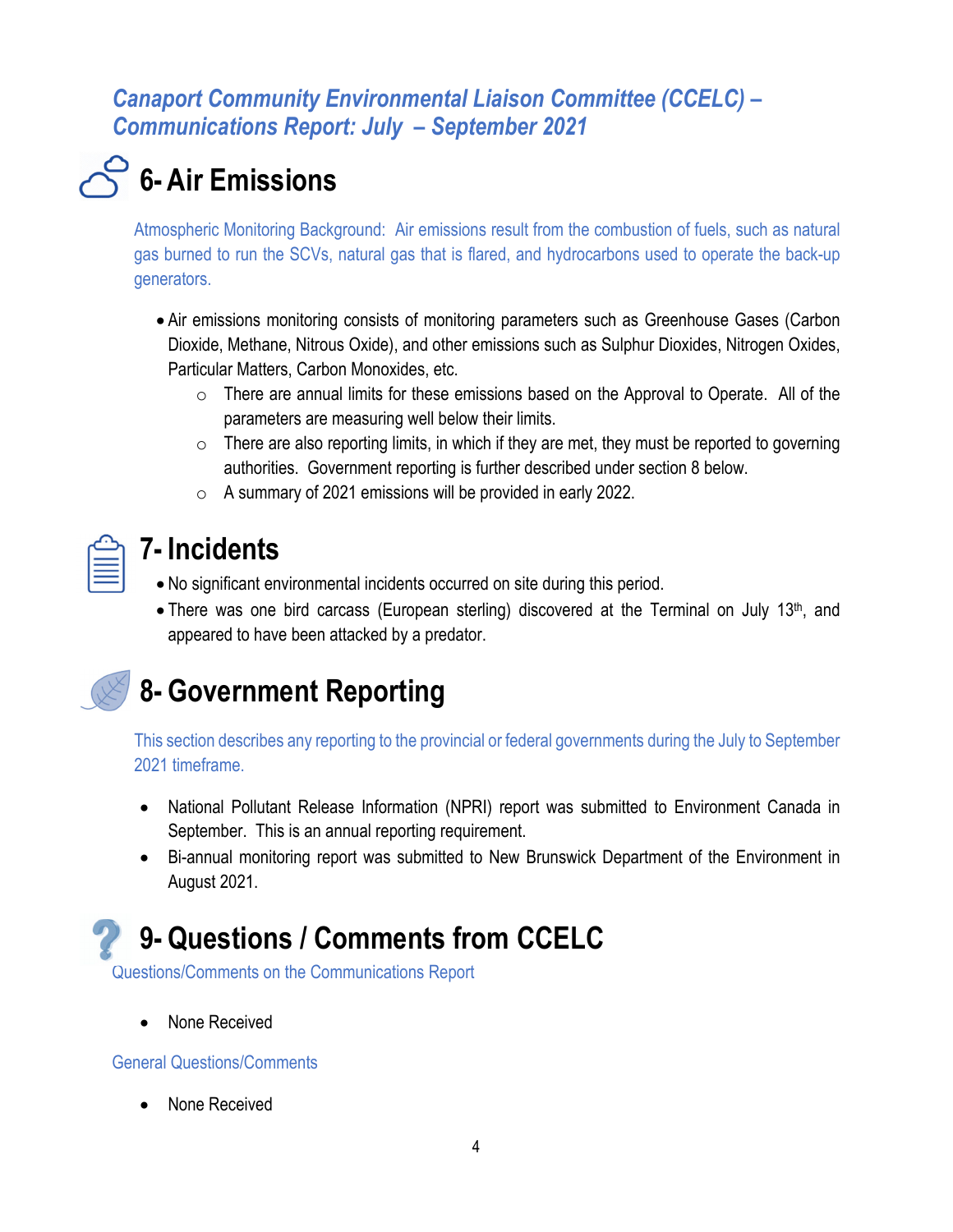*Canaport Community Environmental Liaison Committee (CCELC) – Communications Report: July – September 2021*

# 6- Air Emissions

Atmospheric Monitoring Background: Air emissions result from the combustion of fuels, such as natural gas burned to run the SCVs, natural gas that is flared, and hydrocarbons used to operate the back-up generators.

- Air emissions monitoring consists of monitoring parameters such as Greenhouse Gases (Carbon Dioxide, Methane, Nitrous Oxide), and other emissions such as Sulphur Dioxides, Nitrogen Oxides, Particular Matters, Carbon Monoxides, etc.
  - There are annual limits for these emissions based on the Approval to Operate. All of the parameters are measuring well below their limits.
  - There are also reporting limits, in which if they are met, they must be reported to governing authorities. Government reporting is further described under section 8 below.
  - A summary of 2021 emissions will be provided in early 2022.

# 7- Incidents

- No significant environmental incidents occurred on site during this period.
- There was one bird carcass (European sterling) discovered at the Terminal on July 13th, and appeared to have been attacked by a predator.

# 8- Government Reporting

This section describes any reporting to the provincial or federal governments during the July to September 2021 timeframe.

- National Pollutant Release Information (NPRI) report was submitted to Environment Canada in September. This is an annual reporting requirement.
- Bi-annual monitoring report was submitted to New Brunswick Department of the Environment in August 2021.

# 9- Questions / Comments from CCELC

Questions/Comments on the Communications Report

- None Received

General Questions/Comments

- None Received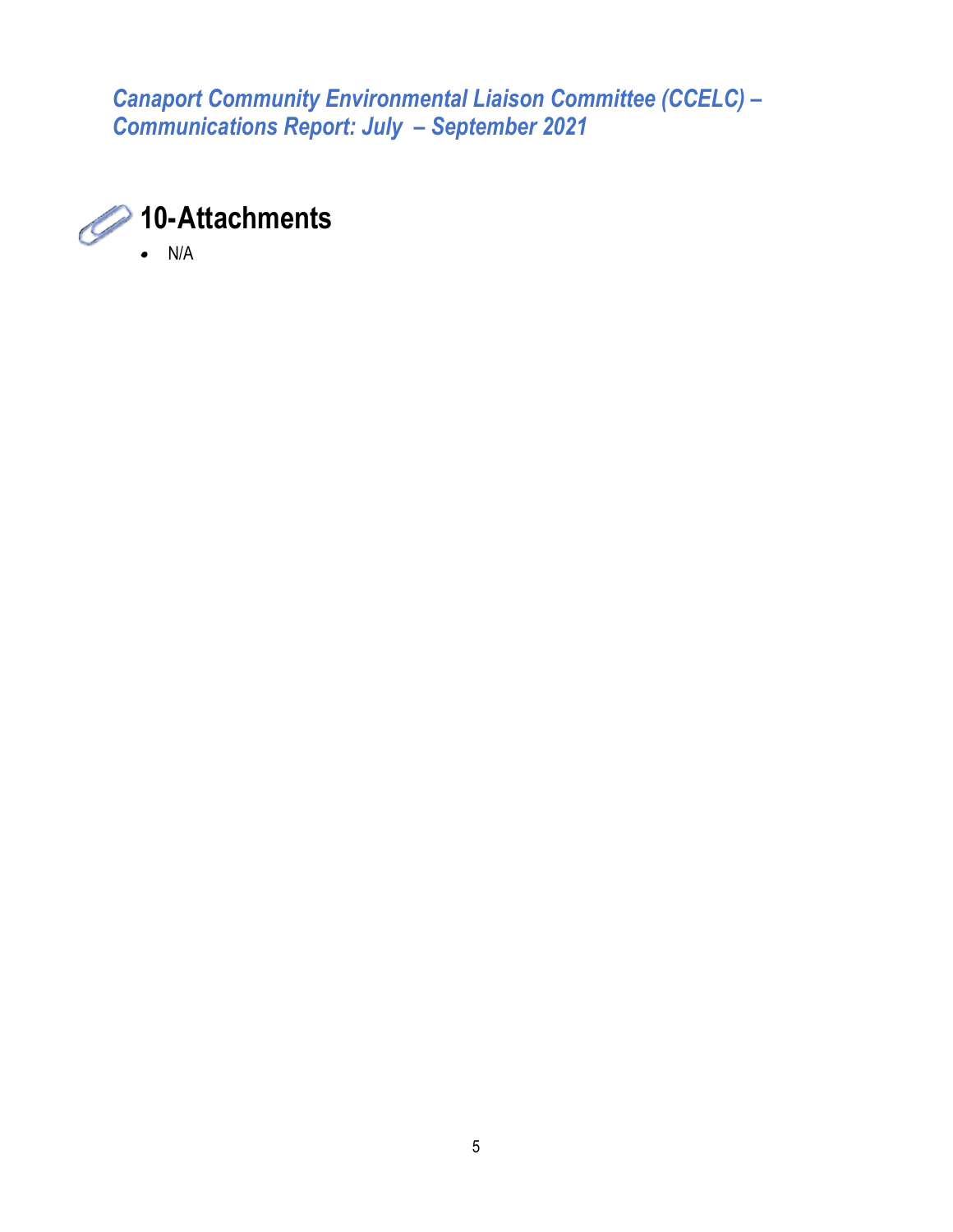## 10-Attachments

- N/A